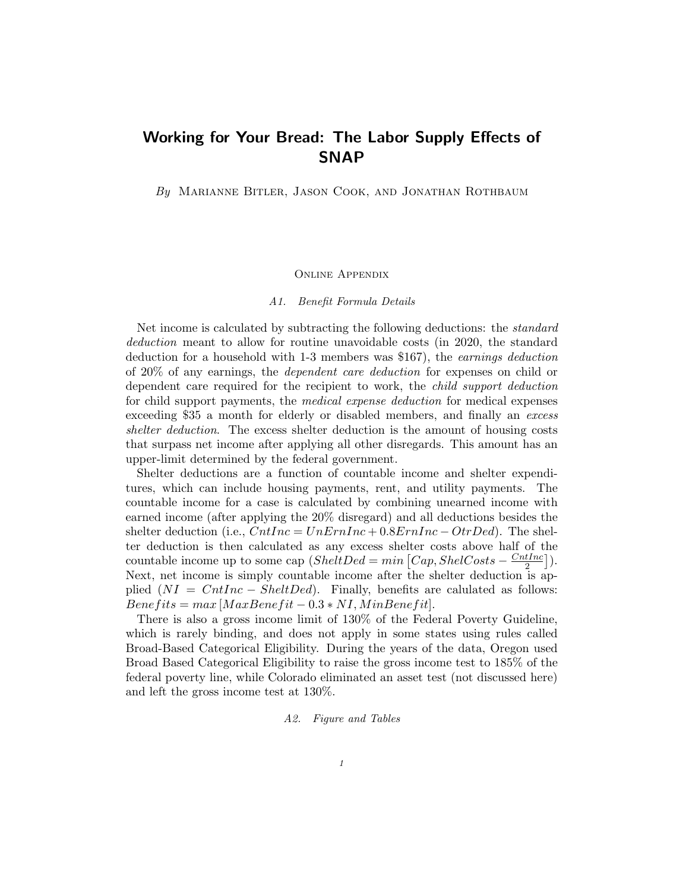# Working for Your Bread: The Labor Supply Effects of SNAP

*By* Marianne Bitler, Jason Cook, and Jonathan Rothbaum

## Online Appendix

### *A1. Benefit Formula Details*

Net income is calculated by subtracting the following deductions: the *standard deduction* meant to allow for routine unavoidable costs (in 2020, the standard deduction for a household with 1-3 members was $167), the *earnings deduction* of 20% of any earnings, the *dependent care deduction* for expenses on child or dependent care required for the recipient to work, the *child support deduction* for child support payments, the *medical expense deduction* for medical expenses exceeding $35 a month for elderly or disabled members, and finally an *excess shelter deduction*. The excess shelter deduction is the amount of housing costs that surpass net income after applying all other disregards. This amount has an upper-limit determined by the federal government.

Shelter deductions are a function of countable income and shelter expenditures, which can include housing payments, rent, and utility payments. The countable income for a case is calculated by combining unearned income with earned income (after applying the 20% disregard) and all deductions besides the shelter deduction (i.e., $CntInc = UnErnInc + 0.8ErnInc - OtrDed$). The shelter deduction is then calculated as any excess shelter costs above half of the countable income up to some cap ($SheltDed = min\left[Cap, ShelCosts - \frac{CntInc}{2}\right]$). Next, net income is simply countable income after the shelter deduction is applied ($NI = CntInc - SheltDed$). Finally, benefits are calulated as follows: $Benefits = max\left[MaxBenefit - 0.3 * NI, MinBenefit\right]$.

There is also a gross income limit of 130% of the Federal Poverty Guideline, which is rarely binding, and does not apply in some states using rules called Broad-Based Categorical Eligibility. During the years of the data, Oregon used Broad Based Categorical Eligibility to raise the gross income test to 185% of the federal poverty line, while Colorado eliminated an asset test (not discussed here) and left the gross income test at 130%.

### *A2. Figure and Tables*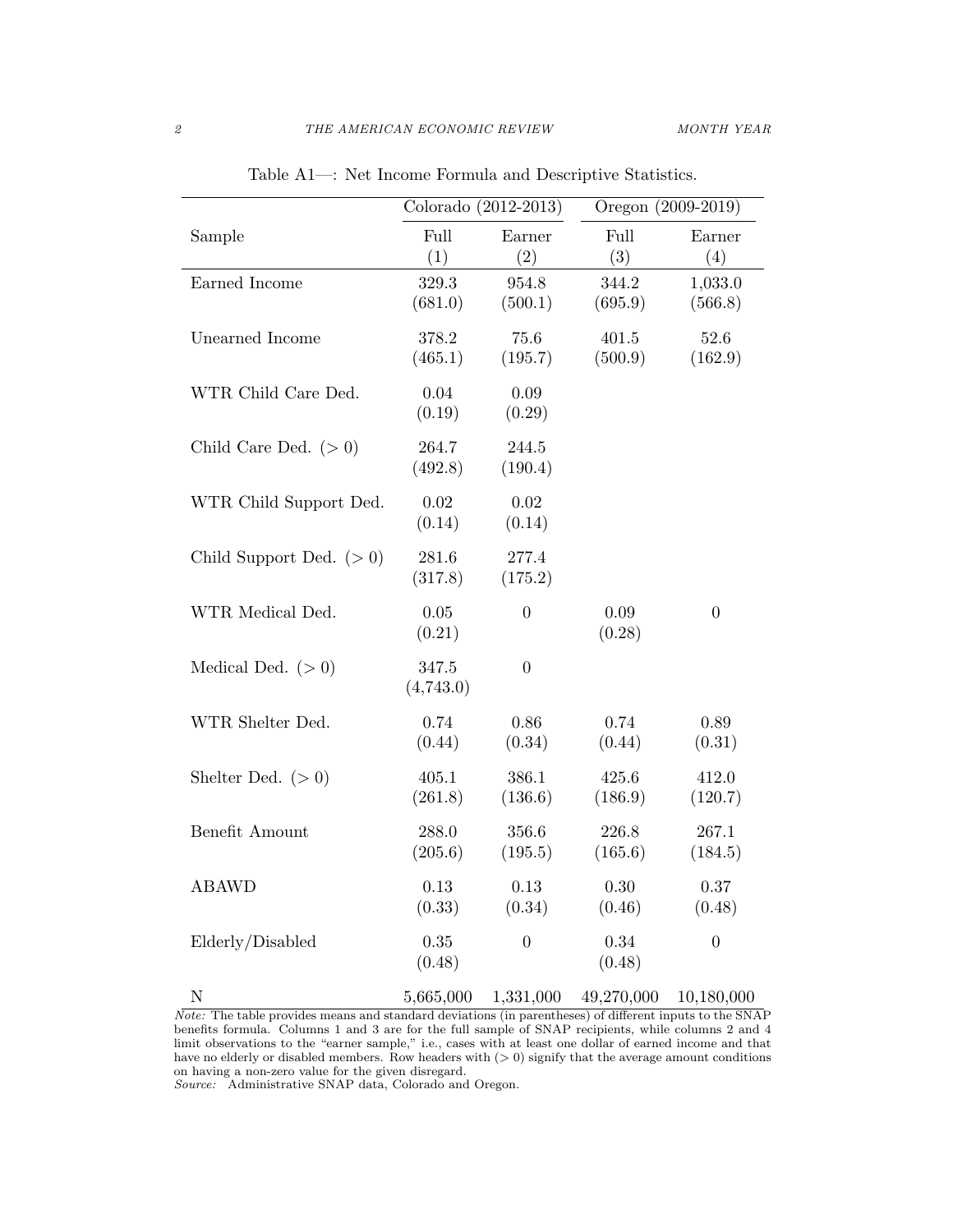Table A1—: Net Income Formula and Descriptive Statistics.

| | Colorado (2012-2013) | | Oregon (2009-2019) | |
|---|---|---|---|---|
| Sample | Full (1) | Earner (2) | Full (3) | Earner (4) |
| Earned Income | 329.3 | 954.8 | 344.2 | 1,033.0 |
| | (681.0) | (500.1) | (695.9) | (566.8) |
| Unearned Income | 378.2 | 75.6 | 401.5 | 52.6 |
| | (465.1) | (195.7) | (500.9) | (162.9) |
| WTR Child Care Ded. | 0.04 | 0.09 | | |
| | (0.19) | (0.29) | | |
| Child Care Ded. (> 0) | 264.7 | 244.5 | | |
| | (492.8) | (190.4) | | |
| WTR Child Support Ded. | 0.02 | 0.02 | | |
| | (0.14) | (0.14) | | |
| Child Support Ded. (> 0) | 281.6 | 277.4 | | |
| | (317.8) | (175.2) | | |
| WTR Medical Ded. | 0.05 | 0 | 0.09 | 0 |
| | (0.21) | | (0.28) | |
| Medical Ded. (> 0) | 347.5 | 0 | | |
| | (4,743.0) | | | |
| WTR Shelter Ded. | 0.74 | 0.86 | 0.74 | 0.89 |
| | (0.44) | (0.34) | (0.44) | (0.31) |
| Shelter Ded. (> 0) | 405.1 | 386.1 | 425.6 | 412.0 |
| | (261.8) | (136.6) | (186.9) | (120.7) |
| Benefit Amount | 288.0 | 356.6 | 226.8 | 267.1 |
| | (205.6) | (195.5) | (165.6) | (184.5) |
| ABAWD | 0.13 | 0.13 | 0.30 | 0.37 |
| | (0.33) | (0.34) | (0.46) | (0.48) |
| Elderly/Disabled | 0.35 | 0 | 0.34 | 0 |
| | (0.48) | | (0.48) | |
| N | 5,665,000 | 1,331,000 | 49,270,000 | 10,180,000 |

*Note:* The table provides means and standard deviations (in parentheses) of different inputs to the SNAP benefits formula. Columns 1 and 3 are for the full sample of SNAP recipients, while columns 2 and 4 limit observations to the "earner sample," i.e., cases with at least one dollar of earned income and that have no elderly or disabled members. Row headers with (> 0) signify that the average amount conditions on having a non-zero value for the given disregard.

*Source:* Administrative SNAP data, Colorado and Oregon.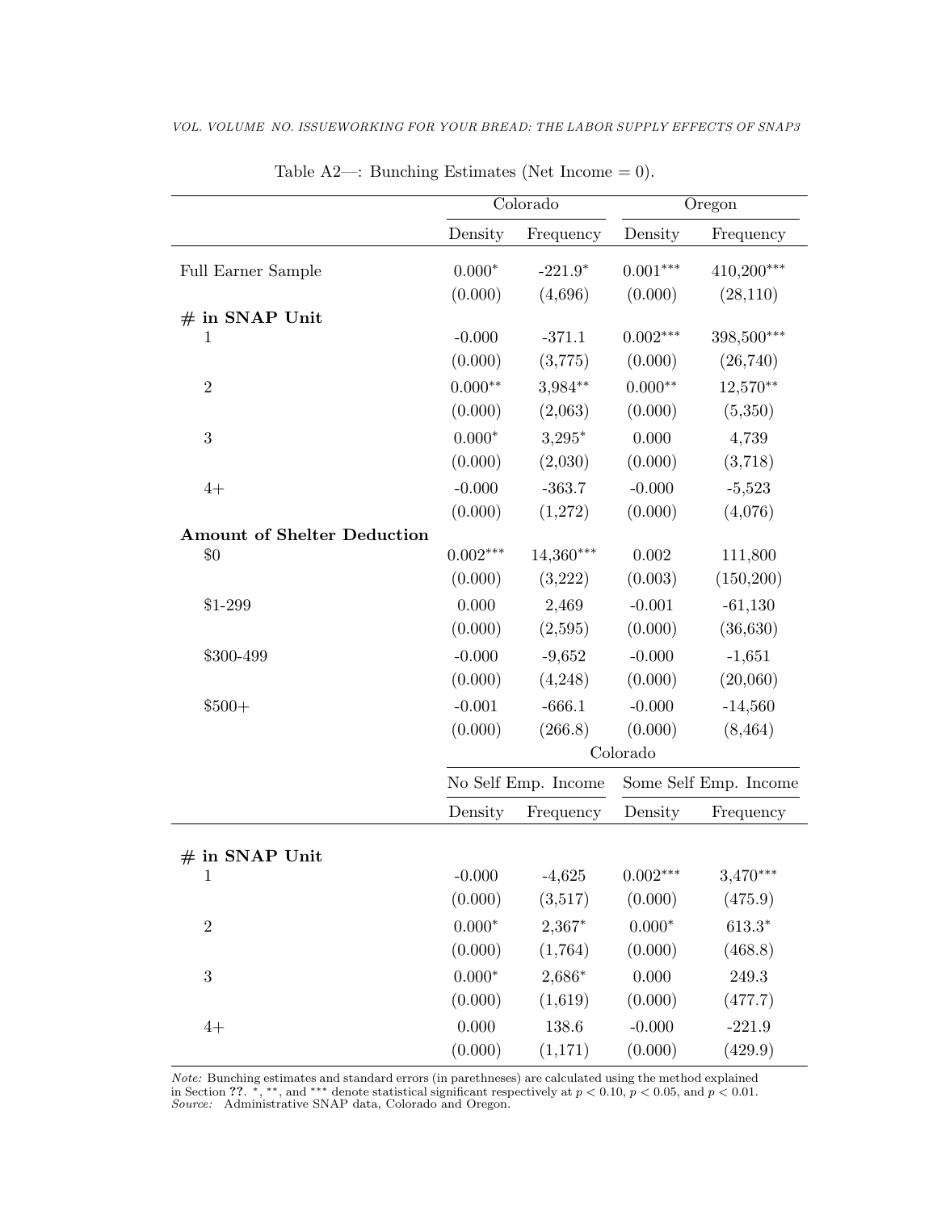Table A2—: Bunching Estimates (Net Income = 0).

| | Colorado | | Oregon | |
|---|---|---|---|---|
| | Density | Frequency | Density | Frequency |
| Full Earner Sample | 0.000* | -221.9* | 0.001*** | 410,200*** |
| | (0.000) | (4,696) | (0.000) | (28,110) |
| **# in SNAP Unit** | | | | |
| 1 | -0.000 | -371.1 | 0.002*** | 398,500*** |
| | (0.000) | (3,775) | (0.000) | (26,740) |
| 2 | 0.000** | 3,984** | 0.000** | 12,570** |
| | (0.000) | (2,063) | (0.000) | (5,350) |
| 3 | 0.000* | 3,295* | 0.000 | 4,739 |
| | (0.000) | (2,030) | (0.000) | (3,718) |
| 4+ | -0.000 | -363.7 | -0.000 | -5,523 |
| | (0.000) | (1,272) | (0.000) | (4,076) |
| **Amount of Shelter Deduction** | | | | |
| $0 | 0.002*** | 14,360*** | 0.002 | 111,800 |
| | (0.000) | (3,222) | (0.003) | (150,200) |
| $1-299 | 0.000 | 2,469 | -0.001 | -61,130 |
| | (0.000) | (2,595) | (0.000) | (36,630) |
| $300-499 | -0.000 | -9,652 | -0.000 | -1,651 |
| | (0.000) | (4,248) | (0.000) | (20,060) |
| $500+ | -0.001 | -666.1 | -0.000 | -14,560 |
| | (0.000) | (266.8) | (0.000) | (8,464) |

| | Colorado | | | |
|---|---|---|---|---|
| | No Self Emp. Income | | Some Self Emp. Income | |
| | Density | Frequency | Density | Frequency |
| **# in SNAP Unit** | | | | |
| 1 | -0.000 | -4,625 | 0.002*** | 3,470*** |
| | (0.000) | (3,517) | (0.000) | (475.9) |
| 2 | 0.000* | 2,367* | 0.000* | 613.3* |
| | (0.000) | (1,764) | (0.000) | (468.8) |
| 3 | 0.000* | 2,686* | 0.000 | 249.3 |
| | (0.000) | (1,619) | (0.000) | (477.7) |
| 4+ | 0.000 | 138.6 | -0.000 | -221.9 |
| | (0.000) | (1,171) | (0.000) | (429.9) |

*Note:* Bunching estimates and standard errors (in parethenses) are calculated using the method explained in Section **??**. *, **, and *** denote statistical significant respectively at $p < 0.10$, $p < 0.05$, and $p < 0.01$.
*Source:* Administrative SNAP data, Colorado and Oregon.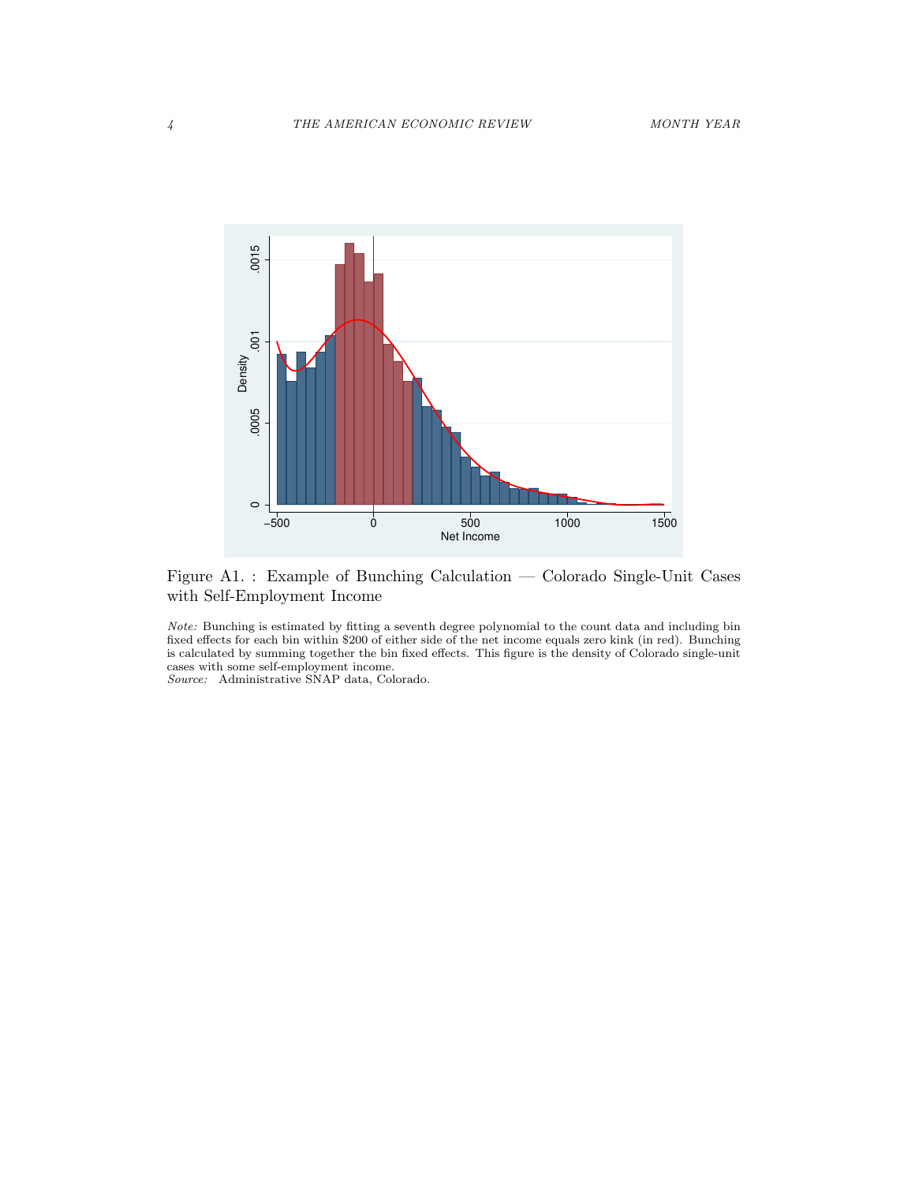Figure A1. : Example of Bunching Calculation — Colorado Single-Unit Cases with Self-Employment Income

*Note:* Bunching is estimated by fitting a seventh degree polynomial to the count data and including bin fixed effects for each bin within $200 of either side of the net income equals zero kink (in red). Bunching is calculated by summing together the bin fixed effects. This figure is the density of Colorado single-unit cases with some self-employment income.
*Source:* Administrative SNAP data, Colorado.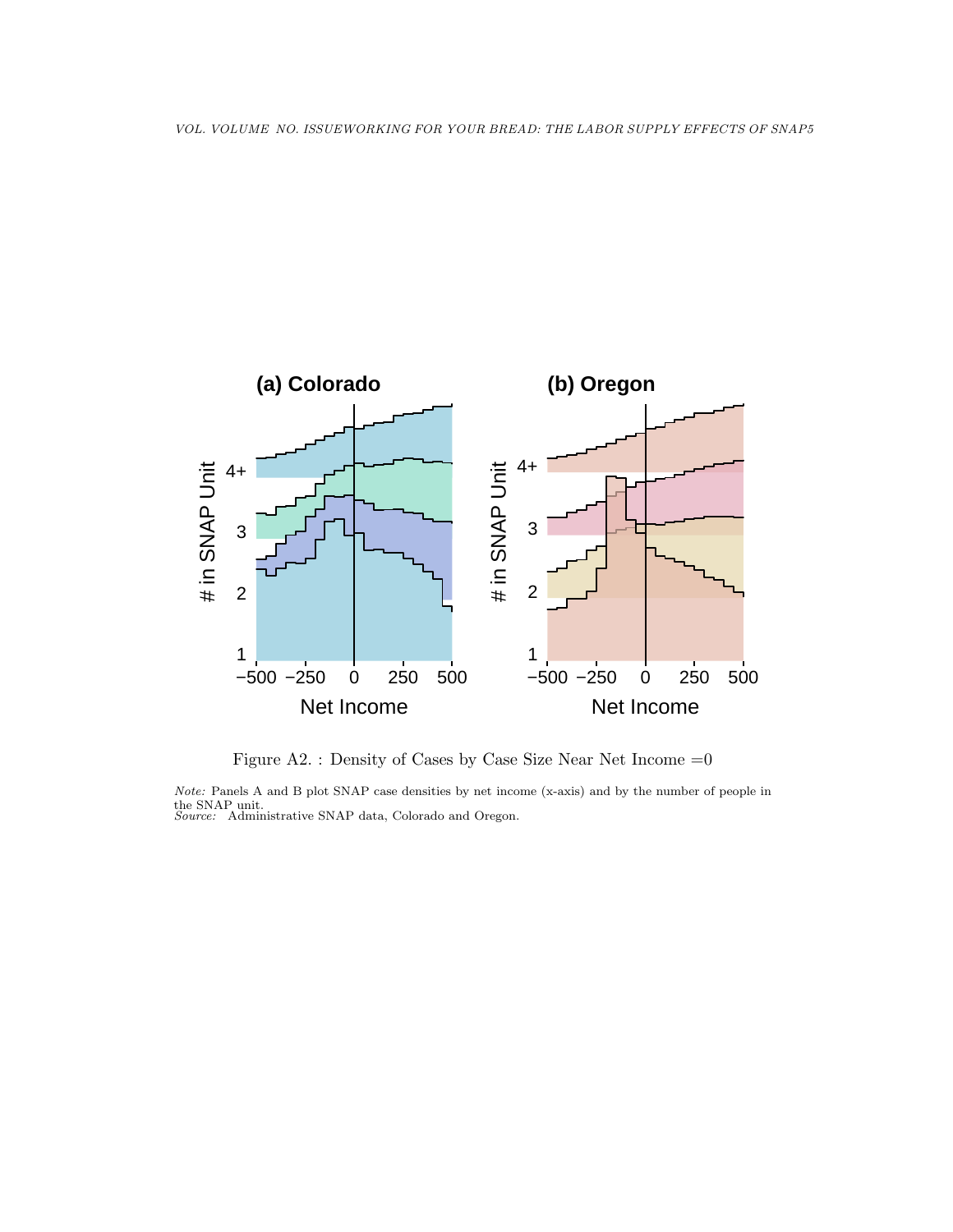Figure A2. : Density of Cases by Case Size Near Net Income =0

*Note:* Panels A and B plot SNAP case densities by net income (x-axis) and by the number of people in the SNAP unit.
*Source:* Administrative SNAP data, Colorado and Oregon.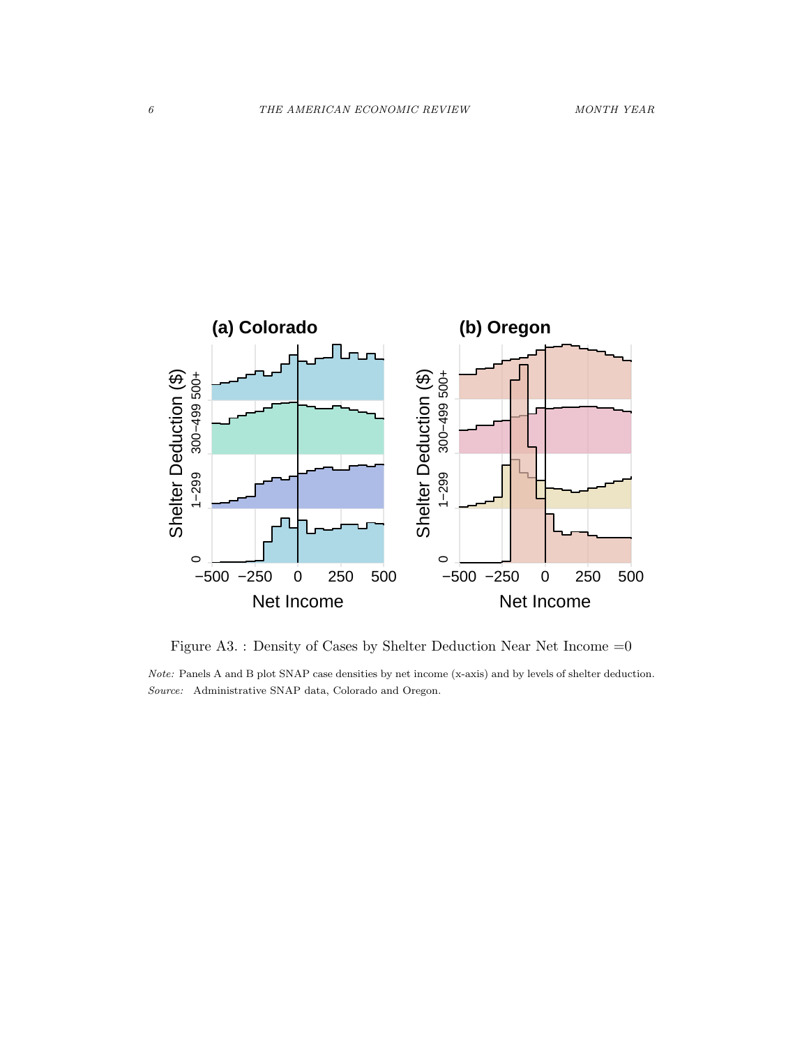(a) Colorado

(b) Oregon

Shelter Deduction ($)

0

1−299

300−499

500+

−500 −250 0 250 500

Net Income

Figure A3. : Density of Cases by Shelter Deduction Near Net Income =0

*Note:* Panels A and B plot SNAP case densities by net income (x-axis) and by levels of shelter deduction.

*Source:* Administrative SNAP data, Colorado and Oregon.